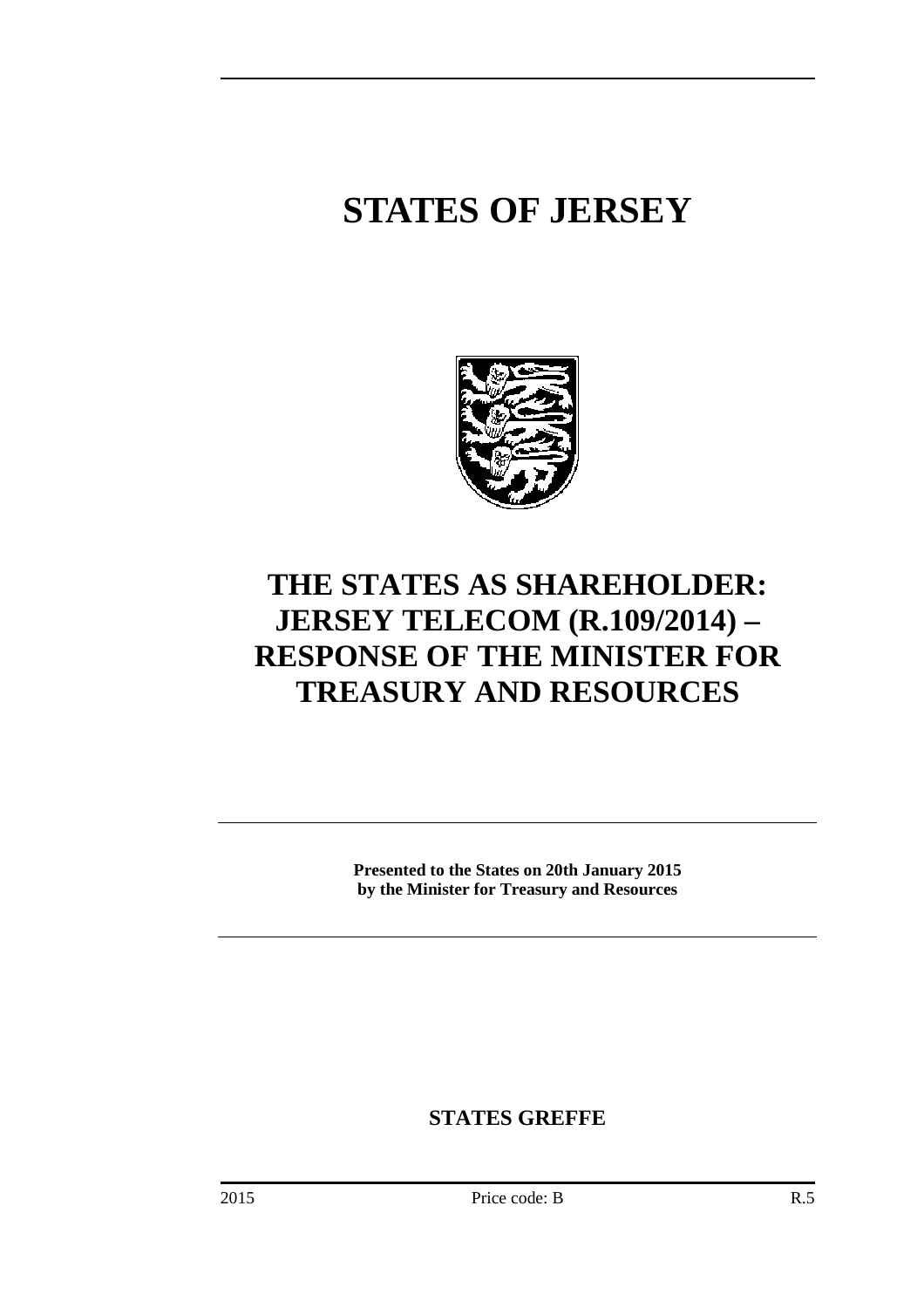# STATES OF JERSEY

# THE STATES AS SHAREHOLDER: JERSEY TELECOM (R.109/2014) – RESPONSE OF THE MINISTER FOR TREASURY AND RESOURCES

**Presented to the States on 20th January 2015 by the Minister for Treasury and Resources**

**STATES GREFFE**

2015 Price code: B R.5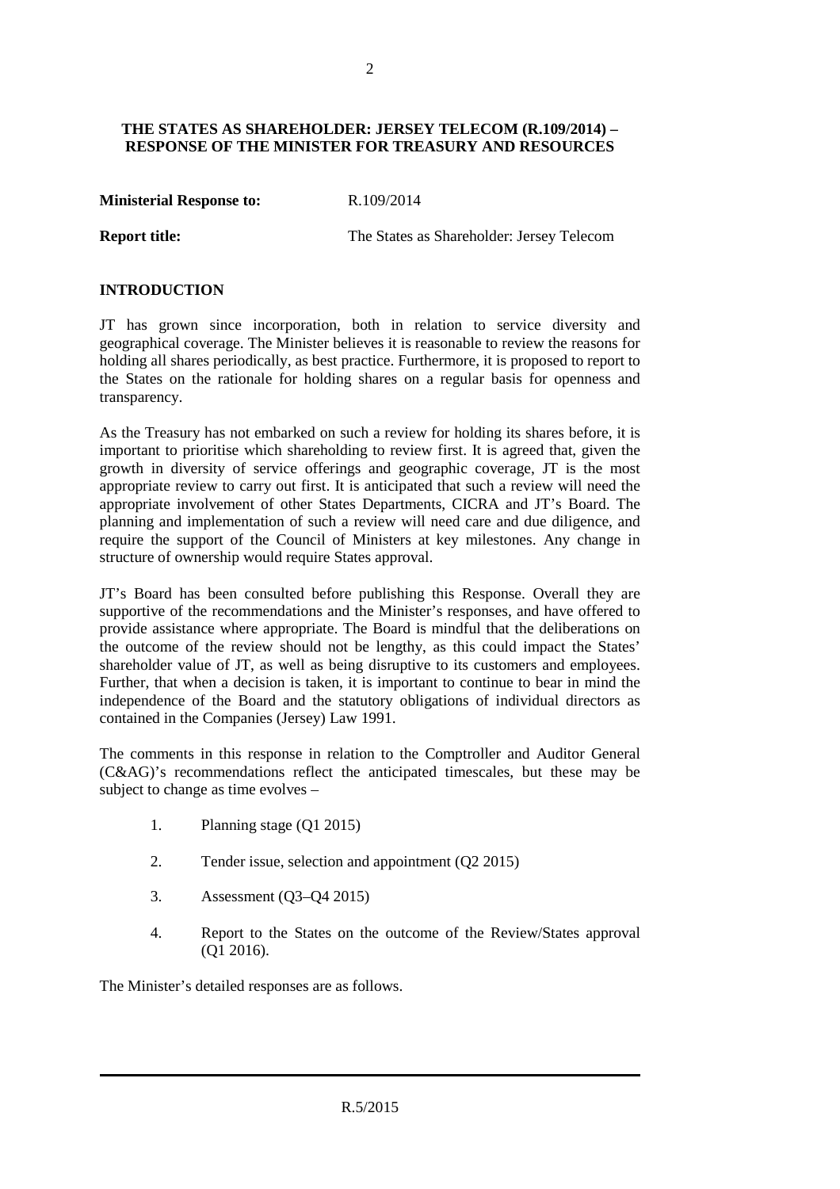**THE STATES AS SHAREHOLDER: JERSEY TELECOM (R.109/2014) – RESPONSE OF THE MINISTER FOR TREASURY AND RESOURCES**

**Ministerial Response to:** R.109/2014

**Report title:** The States as Shareholder: Jersey Telecom

## INTRODUCTION

JT has grown since incorporation, both in relation to service diversity and geographical coverage. The Minister believes it is reasonable to review the reasons for holding all shares periodically, as best practice. Furthermore, it is proposed to report to the States on the rationale for holding shares on a regular basis for openness and transparency.

As the Treasury has not embarked on such a review for holding its shares before, it is important to prioritise which shareholding to review first. It is agreed that, given the growth in diversity of service offerings and geographic coverage, JT is the most appropriate review to carry out first. It is anticipated that such a review will need the appropriate involvement of other States Departments, CICRA and JT's Board. The planning and implementation of such a review will need care and due diligence, and require the support of the Council of Ministers at key milestones. Any change in structure of ownership would require States approval.

JT's Board has been consulted before publishing this Response. Overall they are supportive of the recommendations and the Minister's responses, and have offered to provide assistance where appropriate. The Board is mindful that the deliberations on the outcome of the review should not be lengthy, as this could impact the States' shareholder value of JT, as well as being disruptive to its customers and employees. Further, that when a decision is taken, it is important to continue to bear in mind the independence of the Board and the statutory obligations of individual directors as contained in the Companies (Jersey) Law 1991.

The comments in this response in relation to the Comptroller and Auditor General (C&AG)'s recommendations reflect the anticipated timescales, but these may be subject to change as time evolves –

1. Planning stage (Q1 2015)
2. Tender issue, selection and appointment (Q2 2015)
3. Assessment (Q3–Q4 2015)
4. Report to the States on the outcome of the Review/States approval (Q1 2016).

The Minister's detailed responses are as follows.

R.5/2015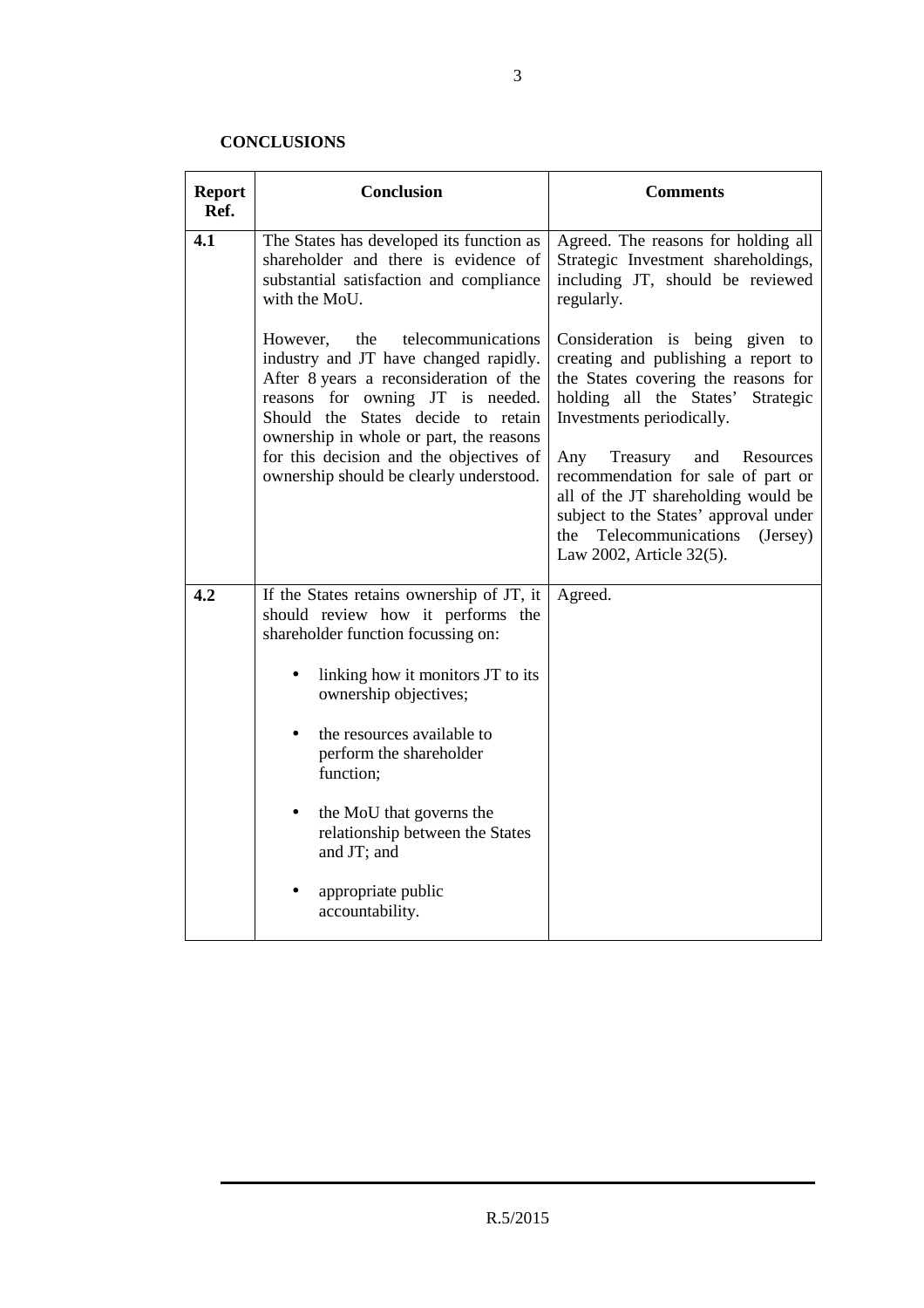**CONCLUSIONS**

| Report Ref. | Conclusion | Comments |
|---|---|---|
| **4.1** | The States has developed its function as shareholder and there is evidence of substantial satisfaction and compliance with the MoU.<br><br>However, the telecommunications industry and JT have changed rapidly. After 8 years a reconsideration of the reasons for owning JT is needed. Should the States decide to retain ownership in whole or part, the reasons for this decision and the objectives of ownership should be clearly understood. | Agreed. The reasons for holding all Strategic Investment shareholdings, including JT, should be reviewed regularly.<br><br>Consideration is being given to creating and publishing a report to the States covering the reasons for holding all the States' Strategic Investments periodically.<br><br>Any Treasury and Resources recommendation for sale of part or all of the JT shareholding would be subject to the States' approval under the Telecommunications (Jersey) Law 2002, Article 32(5). |
| **4.2** | If the States retains ownership of JT, it should review how it performs the shareholder function focussing on:<br><br>• linking how it monitors JT to its ownership objectives;<br><br>• the resources available to perform the shareholder function;<br><br>• the MoU that governs the relationship between the States and JT; and<br><br>• appropriate public accountability. | Agreed. |

R.5/2015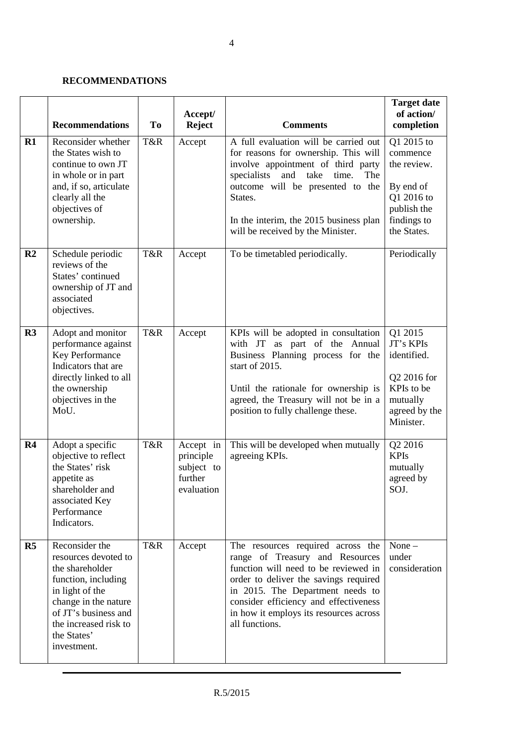**RECOMMENDATIONS**

| | Recommendations | To | Accept/ Reject | Comments | Target date of action/ completion |
|---|---|---|---|---|---|
| **R1** | Reconsider whether the States wish to continue to own JT in whole or in part and, if so, articulate clearly all the objectives of ownership. | T&R | Accept | A full evaluation will be carried out for reasons for ownership. This will involve appointment of third party specialists and take time. The outcome will be presented to the States.<br><br>In the interim, the 2015 business plan will be received by the Minister. | Q1 2015 to commence the review.<br><br>By end of Q1 2016 to publish the findings to the States. |
| **R2** | Schedule periodic reviews of the States' continued ownership of JT and associated objectives. | T&R | Accept | To be timetabled periodically. | Periodically |
| **R3** | Adopt and monitor performance against Key Performance Indicators that are directly linked to all the ownership objectives in the MoU. | T&R | Accept | KPIs will be adopted in consultation with JT as part of the Annual Business Planning process for the start of 2015.<br><br>Until the rationale for ownership is agreed, the Treasury will not be in a position to fully challenge these. | Q1 2015 JT's KPIs identified.<br><br>Q2 2016 for KPIs to be mutually agreed by the Minister. |
| **R4** | Adopt a specific objective to reflect the States' risk appetite as shareholder and associated Key Performance Indicators. | T&R | Accept in principle subject to further evaluation | This will be developed when mutually agreeing KPIs. | Q2 2016 KPIs mutually agreed by SOJ. |
| **R5** | Reconsider the resources devoted to the shareholder function, including in light of the change in the nature of JT's business and the increased risk to the States' investment. | T&R | Accept | The resources required across the range of Treasury and Resources function will need to be reviewed in order to deliver the savings required in 2015. The Department needs to consider efficiency and effectiveness in how it employs its resources across all functions. | None – under consideration |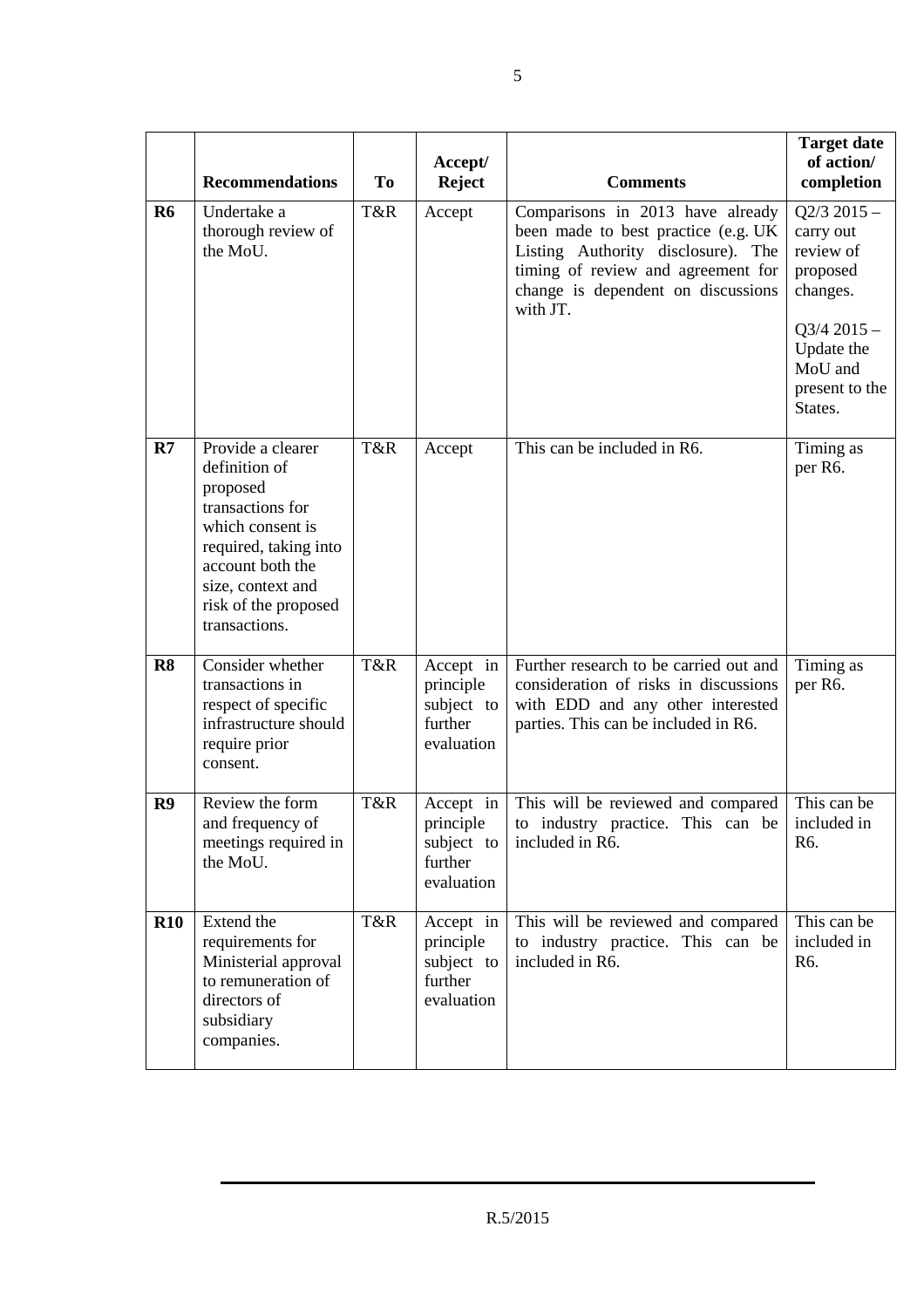| | Recommendations | To | Accept/ Reject | Comments | Target date of action/ completion |
|---|---|---|---|---|---|
| **R6** | Undertake a thorough review of the MoU. | T&R | Accept | Comparisons in 2013 have already been made to best practice (e.g. UK Listing Authority disclosure). The timing of review and agreement for change is dependent on discussions with JT. | Q2/3 2015 – carry out review of proposed changes.<br><br>Q3/4 2015 – Update the MoU and present to the States. |
| **R7** | Provide a clearer definition of proposed transactions for which consent is required, taking into account both the size, context and risk of the proposed transactions. | T&R | Accept | This can be included in R6. | Timing as per R6. |
| **R8** | Consider whether transactions in respect of specific infrastructure should require prior consent. | T&R | Accept in principle subject to further evaluation | Further research to be carried out and consideration of risks in discussions with EDD and any other interested parties. This can be included in R6. | Timing as per R6. |
| **R9** | Review the form and frequency of meetings required in the MoU. | T&R | Accept in principle subject to further evaluation | This will be reviewed and compared to industry practice. This can be included in R6. | This can be included in R6. |
| **R10** | Extend the requirements for Ministerial approval to remuneration of directors of subsidiary companies. | T&R | Accept in principle subject to further evaluation | This will be reviewed and compared to industry practice. This can be included in R6. | This can be included in R6. |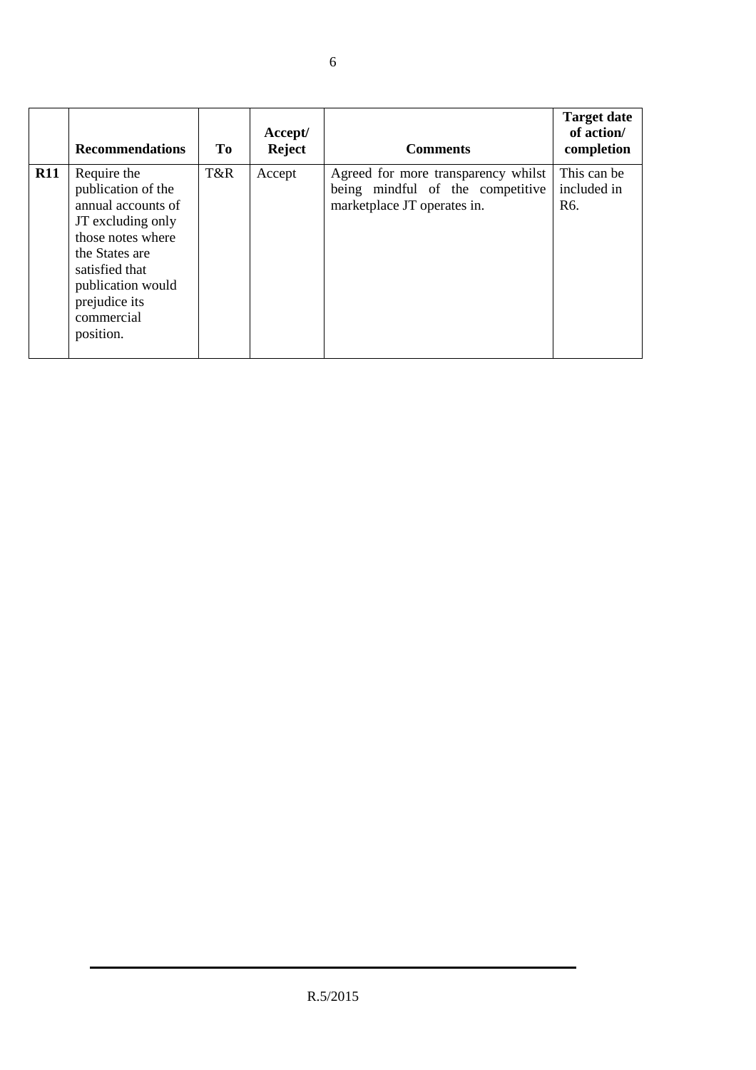| | Recommendations | To | Accept/ Reject | Comments | Target date of action/ completion |
|---|---|---|---|---|---|
| **R11** | Require the publication of the annual accounts of JT excluding only those notes where the States are satisfied that publication would prejudice its commercial position. | T&R | Accept | Agreed for more transparency whilst being mindful of the competitive marketplace JT operates in. | This can be included in R6. |